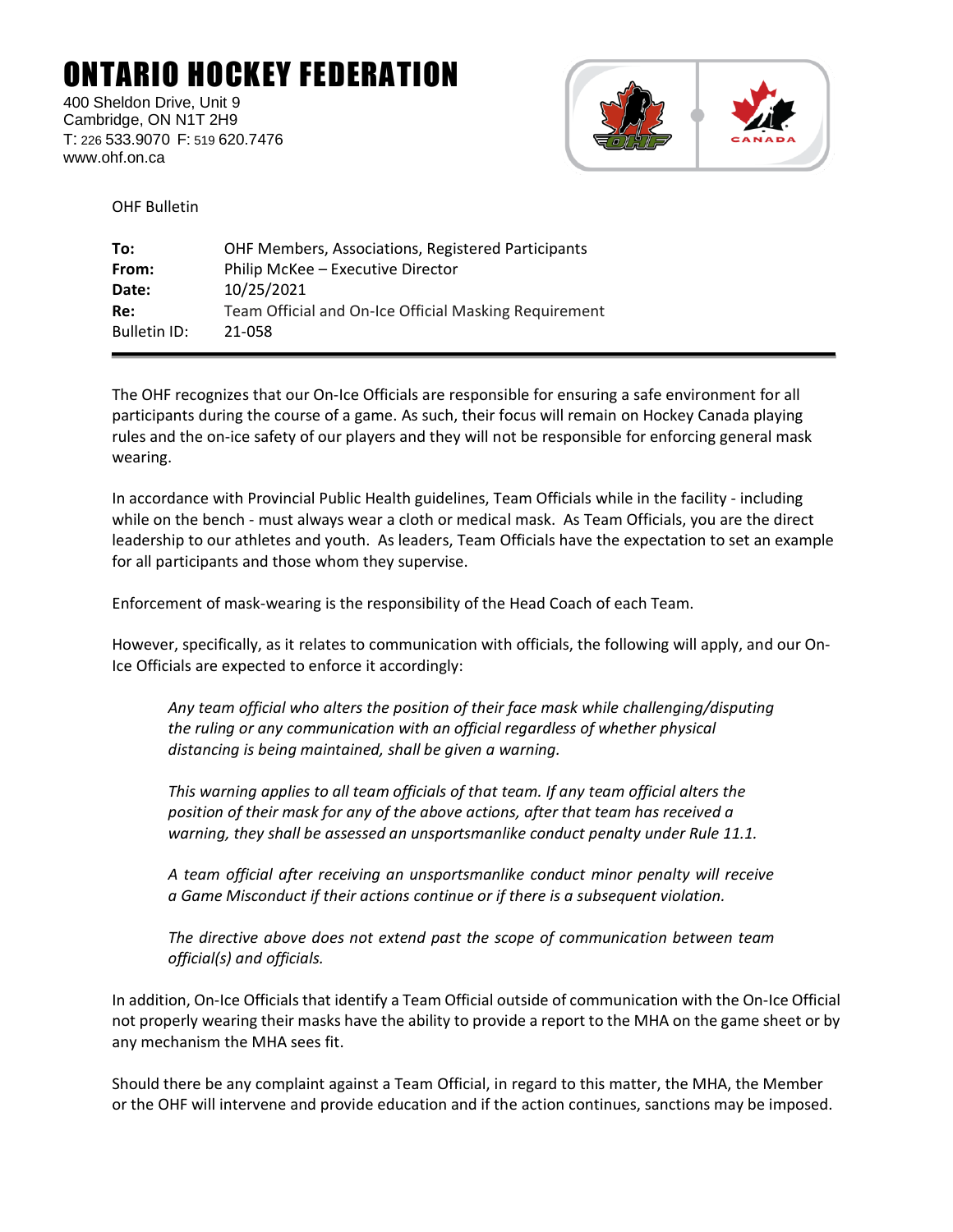# ONTARIO HOCKEY FEDERATION

400 Sheldon Drive, Unit 9
Cambridge, ON N1T 2H9
T: 226 533.9070 F: 519 620.7476
www.ohf.on.ca

OHF Bulletin

| | |
|---|---|
| **To:** | OHF Members, Associations, Registered Participants |
| **From:** | Philip McKee – Executive Director |
| **Date:** | 10/25/2021 |
| **Re:** | Team Official and On-Ice Official Masking Requirement |
| Bulletin ID: | 21-058 |

---

The OHF recognizes that our On-Ice Officials are responsible for ensuring a safe environment for all participants during the course of a game. As such, their focus will remain on Hockey Canada playing rules and the on-ice safety of our players and they will not be responsible for enforcing general mask wearing.

In accordance with Provincial Public Health guidelines, Team Officials while in the facility - including while on the bench - must always wear a cloth or medical mask. As Team Officials, you are the direct leadership to our athletes and youth. As leaders, Team Officials have the expectation to set an example for all participants and those whom they supervise.

Enforcement of mask-wearing is the responsibility of the Head Coach of each Team.

However, specifically, as it relates to communication with officials, the following will apply, and our On-Ice Officials are expected to enforce it accordingly:

> *Any team official who alters the position of their face mask while challenging/disputing the ruling or any communication with an official regardless of whether physical distancing is being maintained, shall be given a warning.*
>
> *This warning applies to all team officials of that team. If any team official alters the position of their mask for any of the above actions, after that team has received a warning, they shall be assessed an unsportsmanlike conduct penalty under Rule 11.1.*
>
> *A team official after receiving an unsportsmanlike conduct minor penalty will receive a Game Misconduct if their actions continue or if there is a subsequent violation.*
>
> *The directive above does not extend past the scope of communication between team official(s) and officials.*

In addition, On-Ice Officials that identify a Team Official outside of communication with the On-Ice Official not properly wearing their masks have the ability to provide a report to the MHA on the game sheet or by any mechanism the MHA sees fit.

Should there be any complaint against a Team Official, in regard to this matter, the MHA, the Member or the OHF will intervene and provide education and if the action continues, sanctions may be imposed.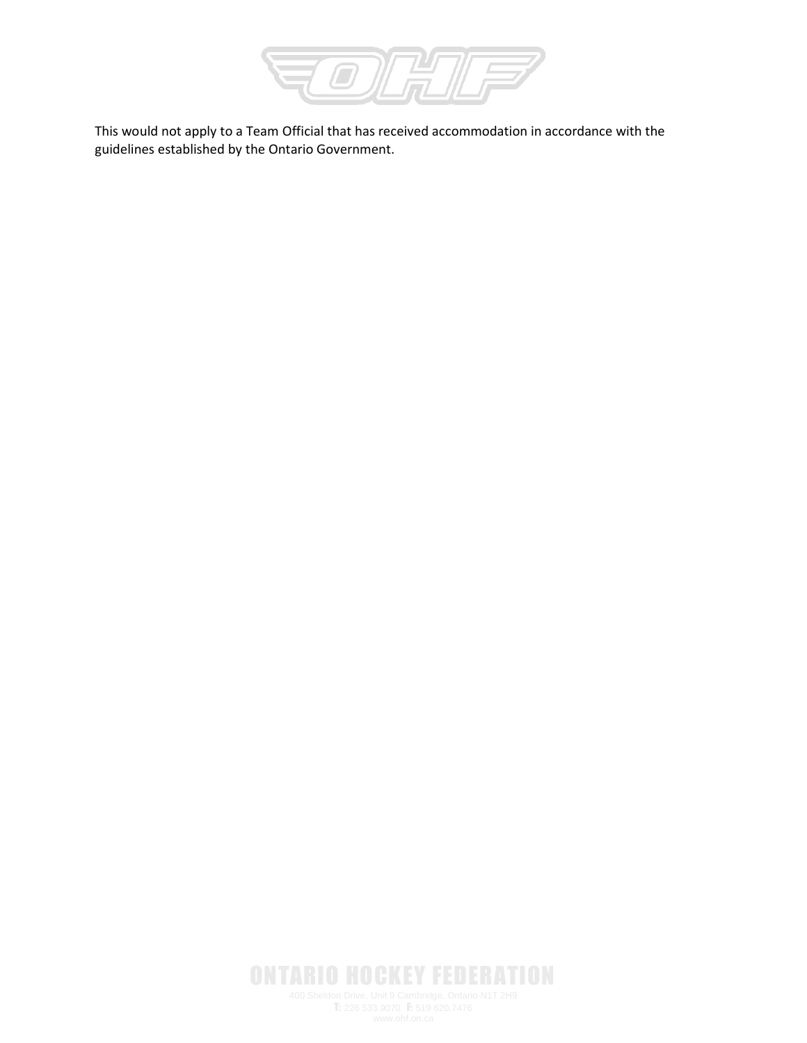This would not apply to a Team Official that has received accommodation in accordance with the guidelines established by the Ontario Government.